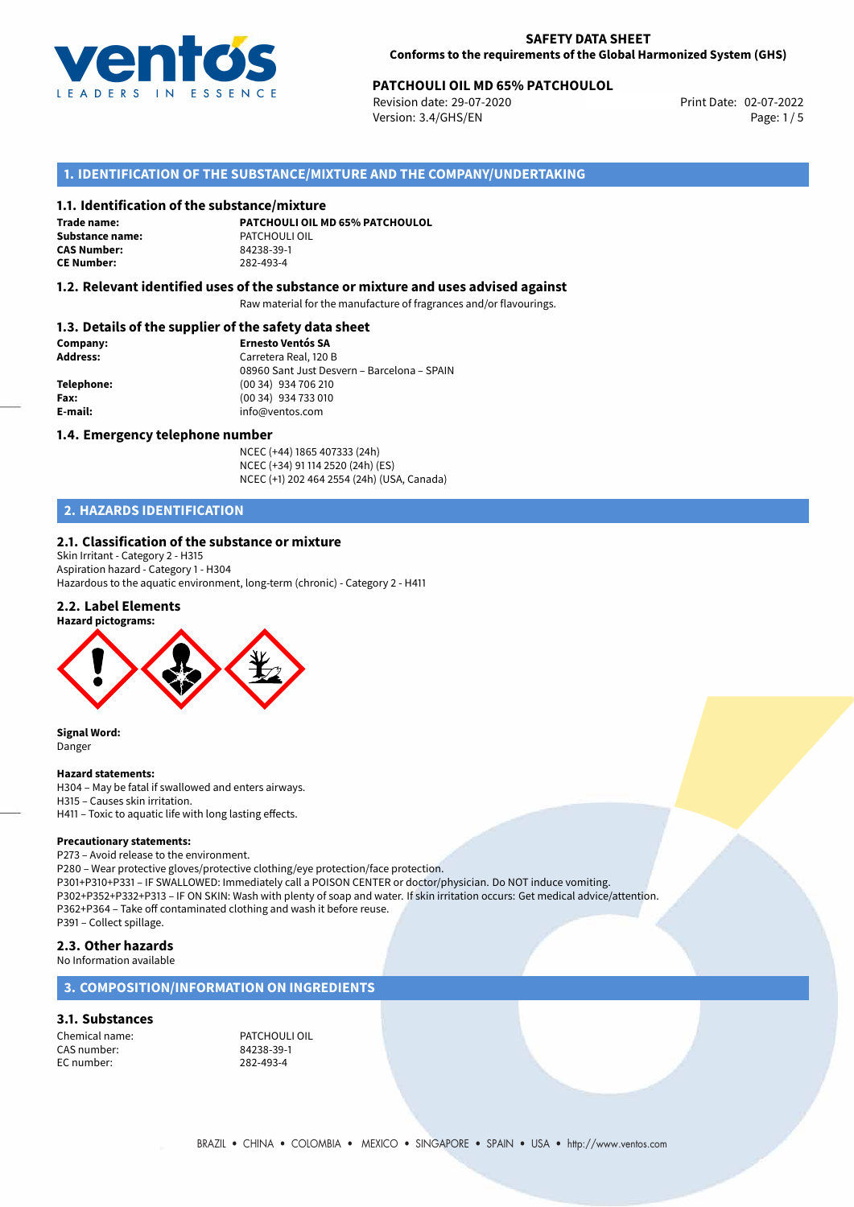**SAFETY DATA SHEET**
**Conforms to the requirements of the Global Harmonized System (GHS)**

**PATCHOULI OIL MD 65% PATCHOULOL**
Revision date: 29-07-2020
Version: 3.4/GHS/EN
Print Date: 02-07-2022

## 1. IDENTIFICATION OF THE SUBSTANCE/MIXTURE AND THE COMPANY/UNDERTAKING

### 1.1. Identification of the substance/mixture

**Trade name:** **PATCHOULI OIL MD 65% PATCHOULOL**
**Substance name:** PATCHOULI OIL
**CAS Number:** 84238-39-1
**CE Number:** 282-493-4

### 1.2. Relevant identified uses of the substance or mixture and uses advised against

Raw material for the manufacture of fragrances and/or flavourings.

### 1.3. Details of the supplier of the safety data sheet

**Company:** **Ernesto Ventós SA**
**Address:** Carretera Real, 120 B
08960 Sant Just Desvern – Barcelona – SPAIN
**Telephone:** (00 34) 934 706 210
**Fax:** (00 34) 934 733 010
**E-mail:** info@ventos.com

### 1.4. Emergency telephone number

NCEC (+44) 1865 407333 (24h)
NCEC (+34) 91 114 2520 (24h) (ES)
NCEC (+1) 202 464 2554 (24h) (USA, Canada)

## 2. HAZARDS IDENTIFICATION

### 2.1. Classification of the substance or mixture

Skin Irritant - Category 2 - H315
Aspiration hazard - Category 1 - H304
Hazardous to the aquatic environment, long-term (chronic) - Category 2 - H411

### 2.2. Label Elements

**Hazard pictograms:**

**Signal Word:**
Danger

**Hazard statements:**
H304 – May be fatal if swallowed and enters airways.
H315 – Causes skin irritation.
H411 – Toxic to aquatic life with long lasting effects.

**Precautionary statements:**
P273 – Avoid release to the environment.
P280 – Wear protective gloves/protective clothing/eye protection/face protection.
P301+P310+P331 – IF SWALLOWED: Immediately call a POISON CENTER or doctor/physician. Do NOT induce vomiting.
P302+P352+P332+P313 – IF ON SKIN: Wash with plenty of soap and water. If skin irritation occurs: Get medical advice/attention.
P362+P364 – Take off contaminated clothing and wash it before reuse.
P391 – Collect spillage.

### 2.3. Other hazards

No Information available

## 3. COMPOSITION/INFORMATION ON INGREDIENTS

### 3.1. Substances

Chemical name: PATCHOULI OIL
CAS number: 84238-39-1
EC number: 282-493-4

BRAZIL • CHINA • COLOMBIA • MEXICO • SINGAPORE • SPAIN • USA • http://www.ventos.com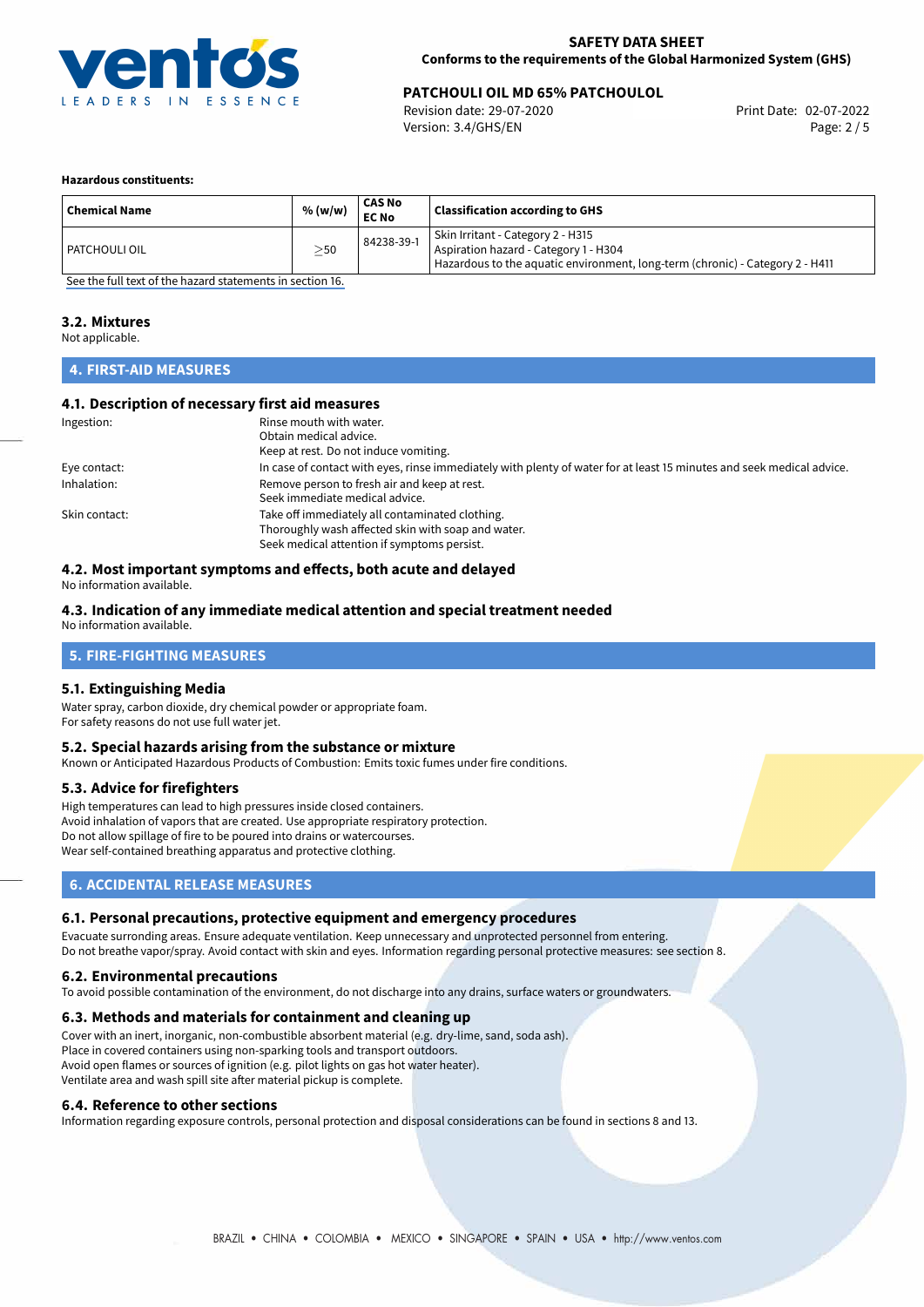**Hazardous constituents:**

| Chemical Name | % (w/w) | CAS No<br>EC No | Classification according to GHS |
|---|---|---|---|
| PATCHOULI OIL | $\geq$50 | 84238-39-1 | Skin Irritant - Category 2 - H315<br>Aspiration hazard - Category 1 - H304<br>Hazardous to the aquatic environment, long-term (chronic) - Category 2 - H411 |

See the full text of the hazard statements in section 16.

### 3.2. Mixtures

Not applicable.

## 4. FIRST-AID MEASURES

### 4.1. Description of necessary first aid measures

Ingestion: Rinse mouth with water.
Obtain medical advice.
Keep at rest. Do not induce vomiting.

Eye contact: In case of contact with eyes, rinse immediately with plenty of water for at least 15 minutes and seek medical advice.

Inhalation: Remove person to fresh air and keep at rest.
Seek immediate medical advice.

Skin contact: Take off immediately all contaminated clothing.
Thoroughly wash affected skin with soap and water.
Seek medical attention if symptoms persist.

### 4.2. Most important symptoms and effects, both acute and delayed

No information available.

### 4.3. Indication of any immediate medical attention and special treatment needed

No information available.

## 5. FIRE-FIGHTING MEASURES

### 5.1. Extinguishing Media

Water spray, carbon dioxide, dry chemical powder or appropriate foam.
For safety reasons do not use full water jet.

### 5.2. Special hazards arising from the substance or mixture

Known or Anticipated Hazardous Products of Combustion: Emits toxic fumes under fire conditions.

### 5.3. Advice for firefighters

High temperatures can lead to high pressures inside closed containers.
Avoid inhalation of vapors that are created. Use appropriate respiratory protection.
Do not allow spillage of fire to be poured into drains or watercourses.
Wear self-contained breathing apparatus and protective clothing.

## 6. ACCIDENTAL RELEASE MEASURES

### 6.1. Personal precautions, protective equipment and emergency procedures

Evacuate surronding areas. Ensure adequate ventilation. Keep unnecessary and unprotected personnel from entering.
Do not breathe vapor/spray. Avoid contact with skin and eyes. Information regarding personal protective measures: see section 8.

### 6.2. Environmental precautions

To avoid possible contamination of the environment, do not discharge into any drains, surface waters or groundwaters.

### 6.3. Methods and materials for containment and cleaning up

Cover with an inert, inorganic, non-combustible absorbent material (e.g. dry-lime, sand, soda ash).
Place in covered containers using non-sparking tools and transport outdoors.
Avoid open flames or sources of ignition (e.g. pilot lights on gas hot water heater).
Ventilate area and wash spill site after material pickup is complete.

### 6.4. Reference to other sections

Information regarding exposure controls, personal protection and disposal considerations can be found in sections 8 and 13.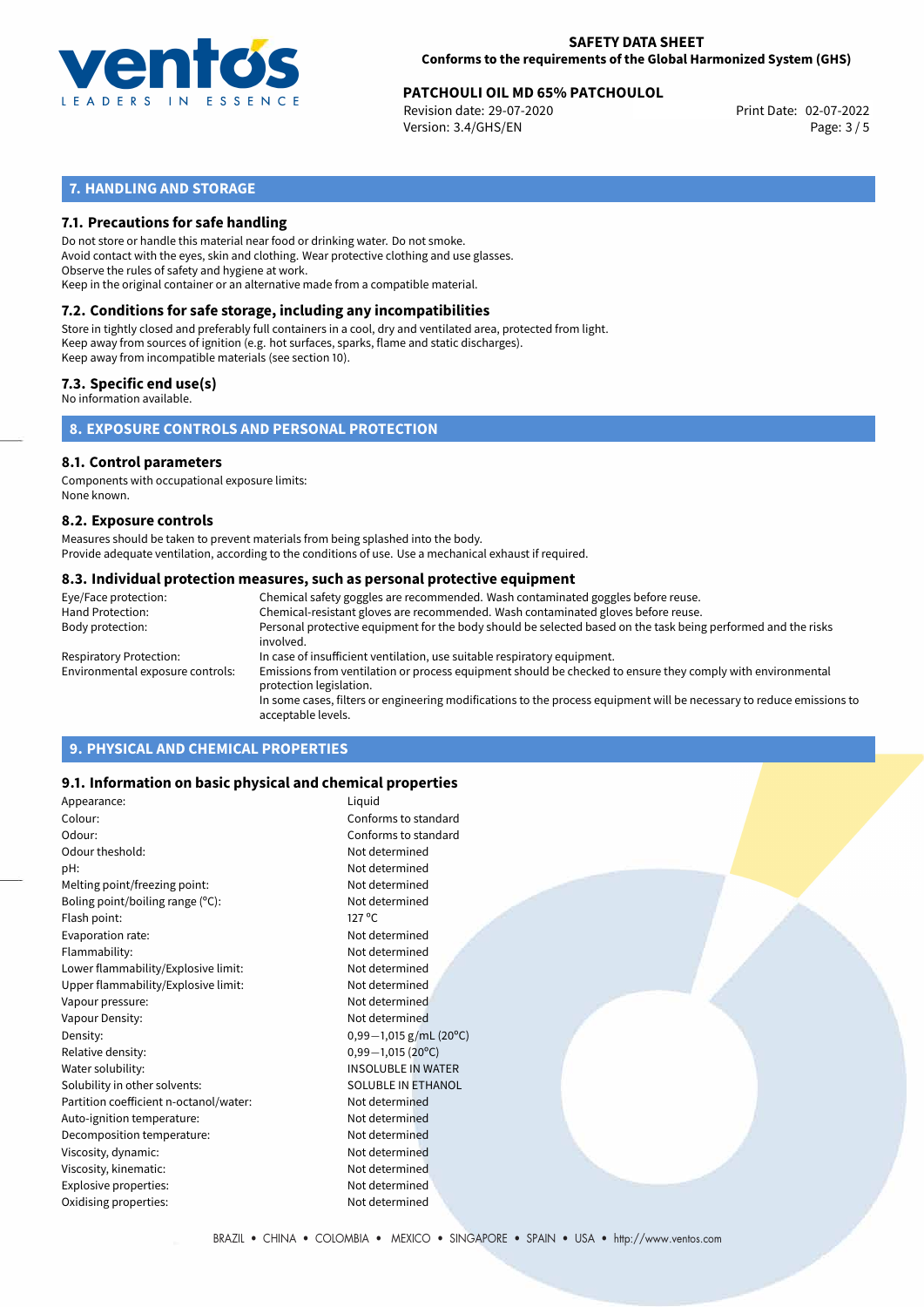## 7. HANDLING AND STORAGE

### 7.1. Precautions for safe handling

Do not store or handle this material near food or drinking water. Do not smoke.
Avoid contact with the eyes, skin and clothing. Wear protective clothing and use glasses.
Observe the rules of safety and hygiene at work.
Keep in the original container or an alternative made from a compatible material.

### 7.2. Conditions for safe storage, including any incompatibilities

Store in tightly closed and preferably full containers in a cool, dry and ventilated area, protected from light.
Keep away from sources of ignition (e.g. hot surfaces, sparks, flame and static discharges).
Keep away from incompatible materials (see section 10).

### 7.3. Specific end use(s)

No information available.

## 8. EXPOSURE CONTROLS AND PERSONAL PROTECTION

### 8.1. Control parameters

Components with occupational exposure limits:
None known.

### 8.2. Exposure controls

Measures should be taken to prevent materials from being splashed into the body.
Provide adequate ventilation, according to the conditions of use. Use a mechanical exhaust if required.

### 8.3. Individual protection measures, such as personal protective equipment

| | |
|---|---|
| Eye/Face protection: | Chemical safety goggles are recommended. Wash contaminated goggles before reuse. |
| Hand Protection: | Chemical-resistant gloves are recommended. Wash contaminated gloves before reuse. |
| Body protection: | Personal protective equipment for the body should be selected based on the task being performed and the risks involved. |
| Respiratory Protection: | In case of insufficient ventilation, use suitable respiratory equipment. |
| Environmental exposure controls: | Emissions from ventilation or process equipment should be checked to ensure they comply with environmental protection legislation. In some cases, filters or engineering modifications to the process equipment will be necessary to reduce emissions to acceptable levels. |

## 9. PHYSICAL AND CHEMICAL PROPERTIES

### 9.1. Information on basic physical and chemical properties

| | |
|---|---|
| Appearance: | Liquid |
| Colour: | Conforms to standard |
| Odour: | Conforms to standard |
| Odour theshold: | Not determined |
| pH: | Not determined |
| Melting point/freezing point: | Not determined |
| Boling point/boiling range (°C): | Not determined |
| Flash point: | 127 °C |
| Evaporation rate: | Not determined |
| Flammability: | Not determined |
| Lower flammability/Explosive limit: | Not determined |
| Upper flammability/Explosive limit: | Not determined |
| Vapour pressure: | Not determined |
| Vapour Density: | Not determined |
| Density: | 0,99−1,015 g/mL (20°C) |
| Relative density: | 0,99−1,015 (20°C) |
| Water solubility: | INSOLUBLE IN WATER |
| Solubility in other solvents: | SOLUBLE IN ETHANOL |
| Partition coefficient n-octanol/water: | Not determined |
| Auto-ignition temperature: | Not determined |
| Decomposition temperature: | Not determined |
| Viscosity, dynamic: | Not determined |
| Viscosity, kinematic: | Not determined |
| Explosive properties: | Not determined |
| Oxidising properties: | Not determined |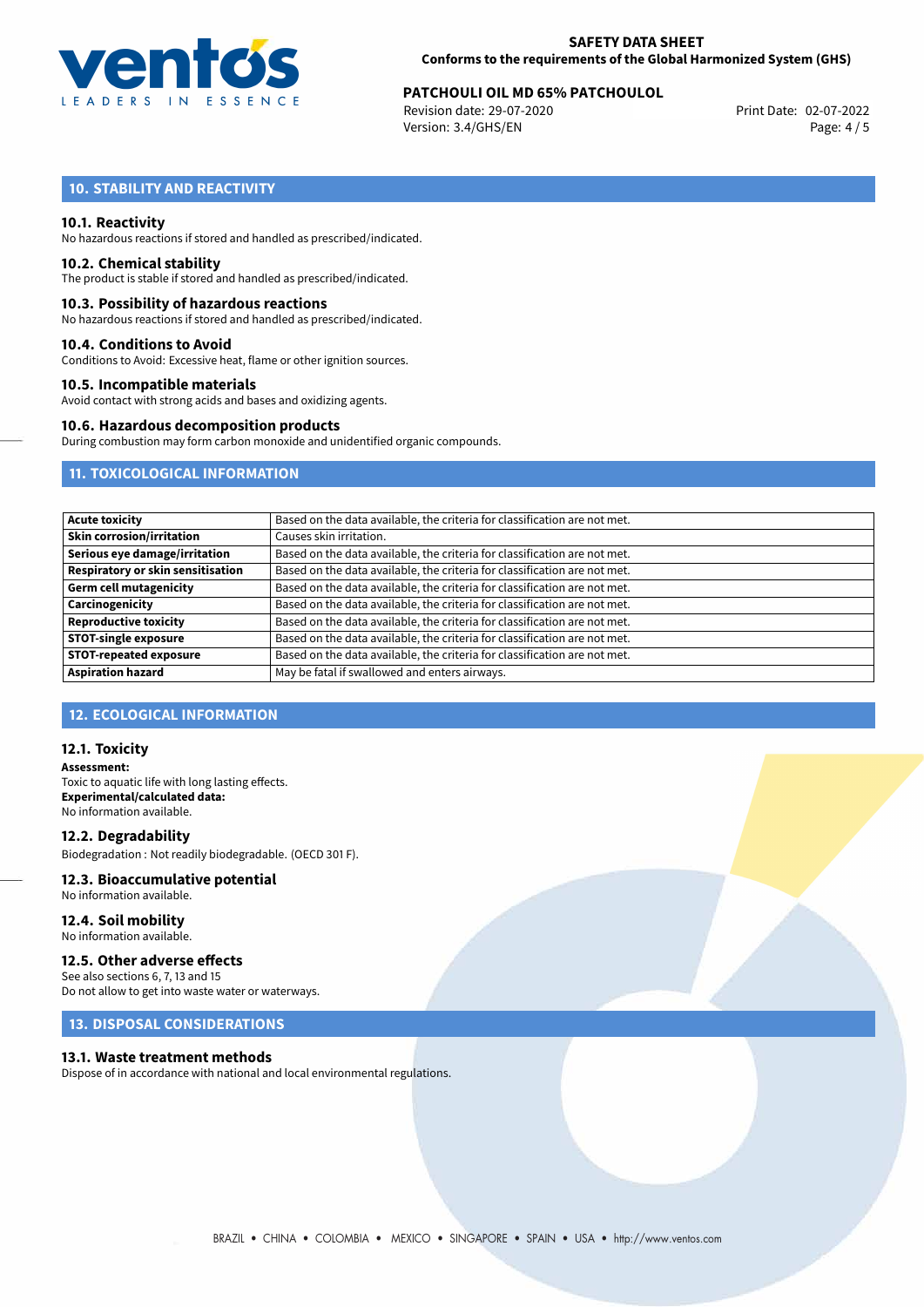## 10. STABILITY AND REACTIVITY

### 10.1. Reactivity

No hazardous reactions if stored and handled as prescribed/indicated.

### 10.2. Chemical stability

The product is stable if stored and handled as prescribed/indicated.

### 10.3. Possibility of hazardous reactions

No hazardous reactions if stored and handled as prescribed/indicated.

### 10.4. Conditions to Avoid

Conditions to Avoid: Excessive heat, flame or other ignition sources.

### 10.5. Incompatible materials

Avoid contact with strong acids and bases and oxidizing agents.

### 10.6. Hazardous decomposition products

During combustion may form carbon monoxide and unidentified organic compounds.

## 11. TOXICOLOGICAL INFORMATION

| | |
|---|---|
| **Acute toxicity** | Based on the data available, the criteria for classification are not met. |
| **Skin corrosion/irritation** | Causes skin irritation. |
| **Serious eye damage/irritation** | Based on the data available, the criteria for classification are not met. |
| **Respiratory or skin sensitisation** | Based on the data available, the criteria for classification are not met. |
| **Germ cell mutagenicity** | Based on the data available, the criteria for classification are not met. |
| **Carcinogenicity** | Based on the data available, the criteria for classification are not met. |
| **Reproductive toxicity** | Based on the data available, the criteria for classification are not met. |
| **STOT-single exposure** | Based on the data available, the criteria for classification are not met. |
| **STOT-repeated exposure** | Based on the data available, the criteria for classification are not met. |
| **Aspiration hazard** | May be fatal if swallowed and enters airways. |

## 12. ECOLOGICAL INFORMATION

### 12.1. Toxicity

**Assessment:**
Toxic to aquatic life with long lasting effects.
**Experimental/calculated data:**
No information available.

### 12.2. Degradability

Biodegradation : Not readily biodegradable. (OECD 301 F).

### 12.3. Bioaccumulative potential

No information available.

### 12.4. Soil mobility

No information available.

### 12.5. Other adverse effects

See also sections 6, 7, 13 and 15
Do not allow to get into waste water or waterways.

## 13. DISPOSAL CONSIDERATIONS

### 13.1. Waste treatment methods

Dispose of in accordance with national and local environmental regulations.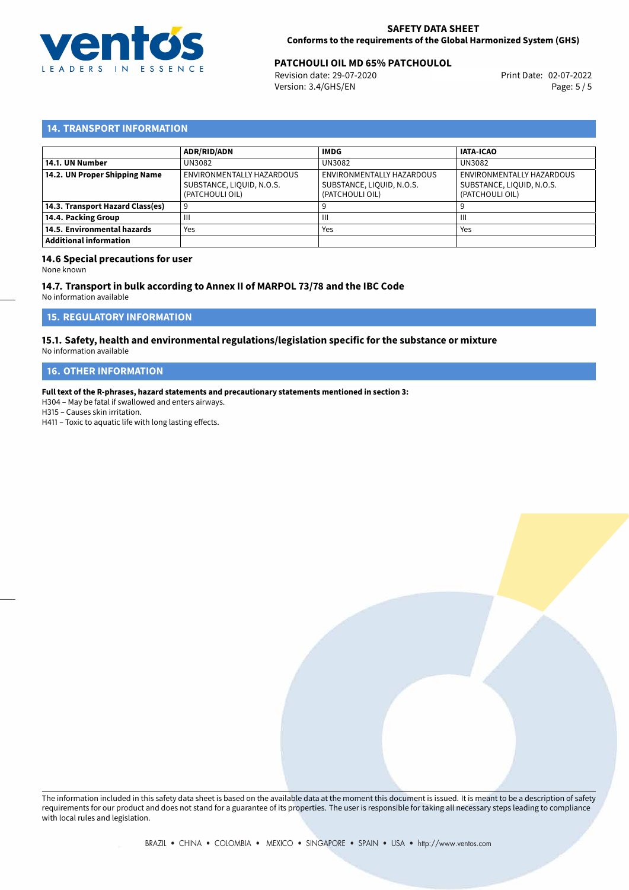## 14. TRANSPORT INFORMATION

| | ADR/RID/ADN | IMDG | IATA-ICAO |
|---|---|---|---|
| **14.1. UN Number** | UN3082 | UN3082 | UN3082 |
| **14.2. UN Proper Shipping Name** | ENVIRONMENTALLY HAZARDOUS SUBSTANCE, LIQUID, N.O.S. (PATCHOULI OIL) | ENVIRONMENTALLY HAZARDOUS SUBSTANCE, LIQUID, N.O.S. (PATCHOULI OIL) | ENVIRONMENTALLY HAZARDOUS SUBSTANCE, LIQUID, N.O.S. (PATCHOULI OIL) |
| **14.3. Transport Hazard Class(es)** | 9 | 9 | 9 |
| **14.4. Packing Group** | III | III | III |
| **14.5. Environmental hazards** | Yes | Yes | Yes |
| **Additional information** | | | |

### 14.6 Special precautions for user

None known

### 14.7. Transport in bulk according to Annex II of MARPOL 73/78 and the IBC Code

No information available

## 15. REGULATORY INFORMATION

### 15.1. Safety, health and environmental regulations/legislation specific for the substance or mixture

No information available

## 16. OTHER INFORMATION

**Full text of the R-phrases, hazard statements and precautionary statements mentioned in section 3:**

H304 – May be fatal if swallowed and enters airways.
H315 – Causes skin irritation.
H411 – Toxic to aquatic life with long lasting effects.

The information included in this safety data sheet is based on the available data at the moment this document is issued. It is meant to be a description of safety requirements for our product and does not stand for a guarantee of its properties. The user is responsible for taking all necessary steps leading to compliance with local rules and legislation.